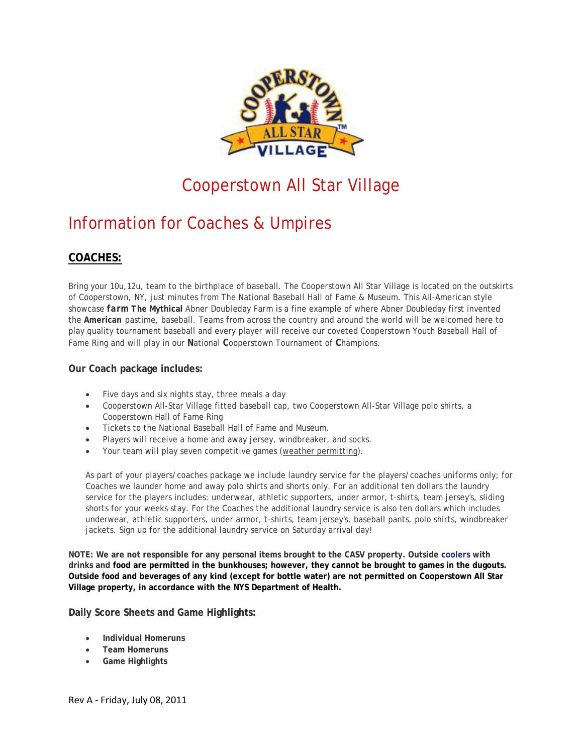# Cooperstown All Star Village

## Information for Coaches & Umpires

### COACHES:

Bring your 10u,12u, team to the birthplace of baseball. The Cooperstown All Star Village is located on the outskirts of Cooperstown, NY, just minutes from The National Baseball Hall of Fame & Museum. This All-American style showcase ***farm*** **The Mythical** Abner Doubleday Farm is a fine example of where Abner Doubleday first invented the **American** pastime, baseball. Teams from across the country and around the world will be welcomed here to play quality tournament baseball and every player will receive our coveted Cooperstown Youth Baseball Hall of Fame Ring and will play in our **N**ational **C**ooperstown Tournament of **C**hampions.

#### Our Coach package includes:

- Five days and six nights stay, three meals a day
- Cooperstown All-Star Village fitted baseball cap, two Cooperstown All-Star Village polo shirts, a Cooperstown Hall of Fame Ring
- Tickets to the National Baseball Hall of Fame and Museum.
- Players will receive a home and away jersey, windbreaker, and socks.
- Your team will play seven competitive games (weather permitting).

As part of your players/coaches package we include laundry service for the players/coaches uniforms only; for Coaches we launder home and away polo shirts and shorts only. For an additional ten dollars the laundry service for the players includes: underwear, athletic supporters, under armor, t-shirts, team jersey's, sliding shorts for your weeks stay. For the Coaches the additional laundry service is also ten dollars which includes underwear, athletic supporters, under armor, t-shirts, team jersey's, baseball pants, polo shirts, windbreaker jackets. Sign up for the additional laundry service on Saturday arrival day!

**NOTE: We are not responsible for any personal items brought to the CASV property. Outside coolers with drinks and food are permitted in the bunkhouses; however, they cannot be brought to games in the dugouts. Outside food and beverages of any kind (except for bottle water) are not permitted on Cooperstown All Star Village property, in accordance with the NYS Department of Health.**

#### Daily Score Sheets and Game Highlights:

- **Individual Homeruns**
- **Team Homeruns**
- **Game Highlights**

Rev A - Friday, July 08, 2011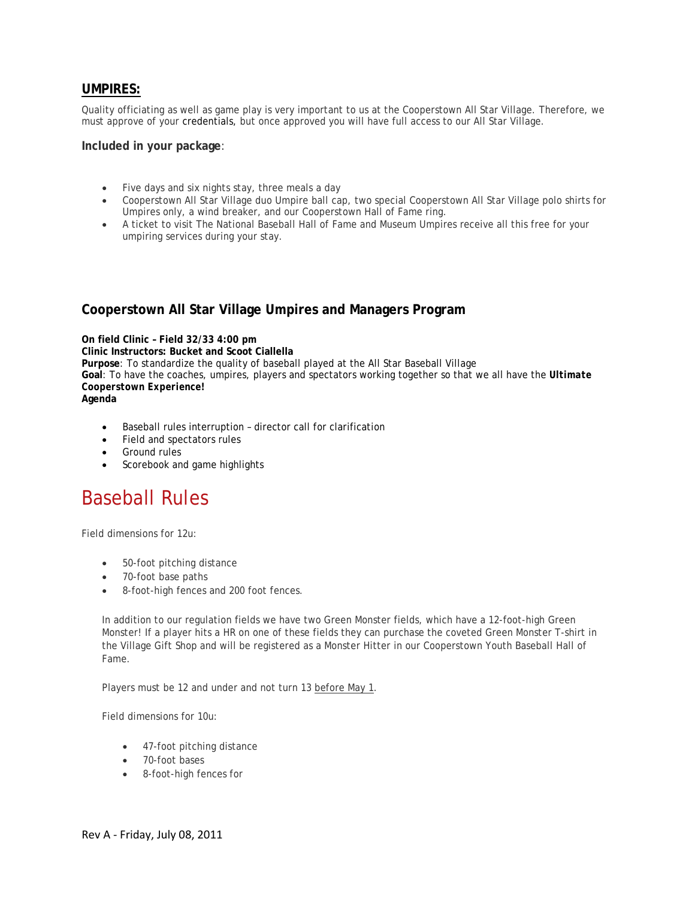## **UMPIRES:**

Quality officiating as well as game play is very important to us at the Cooperstown All Star Village. Therefore, we must approve of your credentials, but once approved you will have full access to our All Star Village.

**Included in your package**:

- Five days and six nights stay, three meals a day
- Cooperstown All Star Village duo Umpire ball cap, two special Cooperstown All Star Village polo shirts for Umpires only, a wind breaker, and our Cooperstown Hall of Fame ring.
- A ticket to visit The National Baseball Hall of Fame and Museum Umpires receive all this free for your umpiring services during your stay.

### Cooperstown All Star Village Umpires and Managers Program

**On field Clinic – Field 32/33 4:00 pm**
**Clinic Instructors: Bucket and Scoot Ciallella**
**Purpose**: To standardize the quality of baseball played at the All Star Baseball Village
**Goal**: To have the coaches, umpires, players and spectators working together so that we all have the ***Ultimate Cooperstown Experience!***
**Agenda**

- Baseball rules interruption – director call for clarification
- Field and spectators rules
- Ground rules
- Scorebook and game highlights

# Baseball Rules

Field dimensions for 12u:

- 50-foot pitching distance
- 70-foot base paths
- 8-foot-high fences and 200 foot fences.

In addition to our regulation fields we have two Green Monster fields, which have a 12-foot-high Green Monster! If a player hits a HR on one of these fields they can purchase the coveted Green Monster T-shirt in the Village Gift Shop and will be registered as a Monster Hitter in our Cooperstown Youth Baseball Hall of Fame.

Players must be 12 and under and not turn 13 before May 1.

Field dimensions for 10u:

- 47-foot pitching distance
- 70-foot bases
- 8-foot-high fences for

Rev A - Friday, July 08, 2011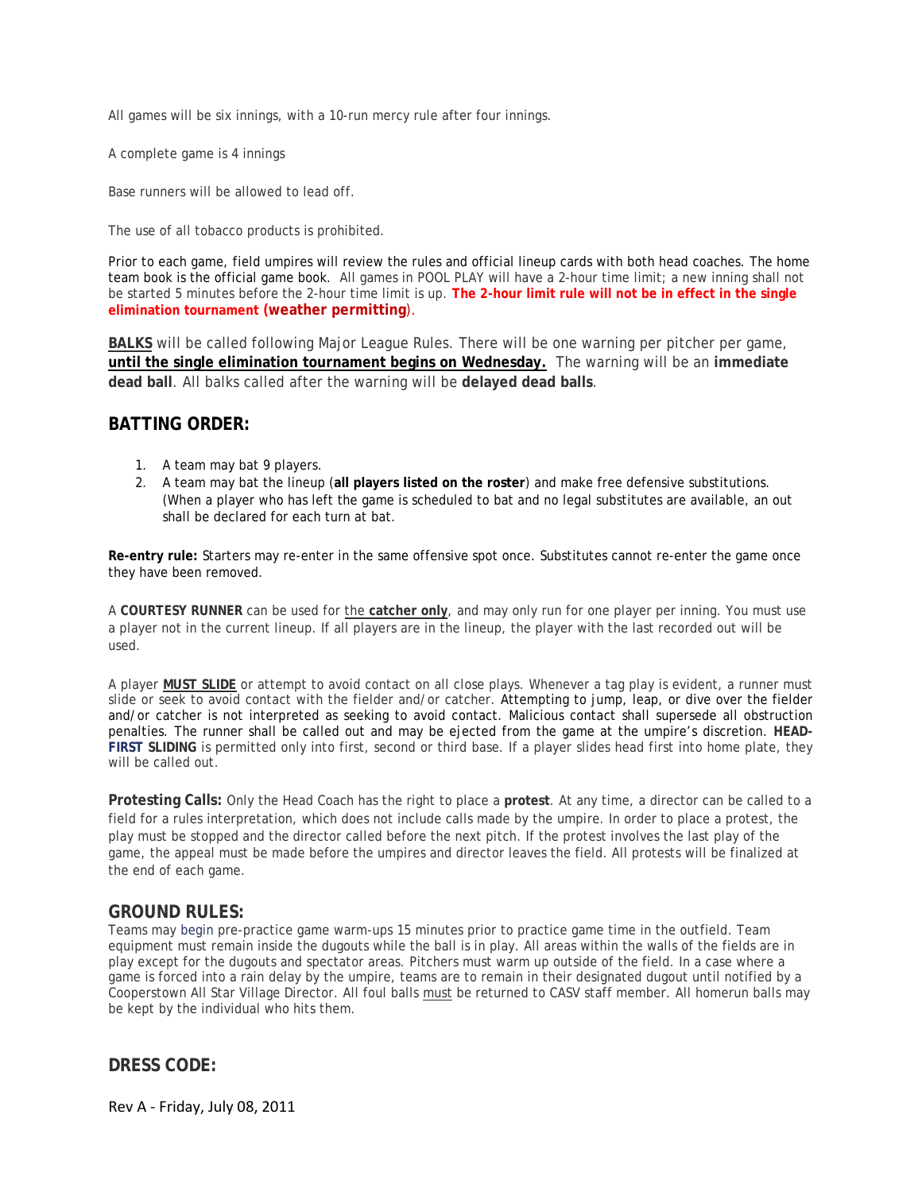All games will be six innings, with a 10-run mercy rule after four innings.

A complete game is 4 innings

Base runners will be allowed to lead off.

The use of all tobacco products is prohibited.

Prior to each game, field umpires will review the rules and official lineup cards with both head coaches. The home team book is the official game book. All games in POOL PLAY will have a 2-hour time limit; a new inning shall not be started 5 minutes before the 2-hour time limit is up. **The 2-hour limit rule will not be in effect in the single elimination tournament (weather permitting)**.

**BALKS** will be called following Major League Rules. There will be one warning per pitcher per game, **until the single elimination tournament begins on Wednesday.** The warning will be an **immediate dead ball**. All balks called after the warning will be **delayed dead balls**.

## BATTING ORDER:

1. A team may bat 9 players.
2. A team may bat the lineup (**all players listed on the roster**) and make free defensive substitutions. (When a player who has left the game is scheduled to bat and no legal substitutes are available, an out shall be declared for each turn at bat.

**Re-entry rule:** Starters may re-enter in the same offensive spot once. Substitutes cannot re-enter the game once they have been removed.

A **COURTESY RUNNER** can be used for the **catcher only**, and may only run for one player per inning. You must use a player not in the current lineup. If all players are in the lineup, the player with the last recorded out will be used.

A player **MUST SLIDE** or attempt to avoid contact on all close plays. Whenever a tag play is evident, a runner must slide or seek to avoid contact with the fielder and/or catcher. Attempting to jump, leap, or dive over the fielder and/or catcher is not interpreted as seeking to avoid contact. Malicious contact shall supersede all obstruction penalties. The runner shall be called out and may be ejected from the game at the umpire's discretion. **HEAD-FIRST SLIDING** is permitted only into first, second or third base. If a player slides head first into home plate, they will be called out.

**Protesting Calls:** Only the Head Coach has the right to place a **protest**. At any time, a director can be called to a field for a rules interpretation, which does not include calls made by the umpire. In order to place a protest, the play must be stopped and the director called before the next pitch. If the protest involves the last play of the game, the appeal must be made before the umpires and director leaves the field. All protests will be finalized at the end of each game.

## GROUND RULES:

Teams may begin pre-practice game warm-ups 15 minutes prior to practice game time in the outfield. Team equipment must remain inside the dugouts while the ball is in play. All areas within the walls of the fields are in play except for the dugouts and spectator areas. Pitchers must warm up outside of the field. In a case where a game is forced into a rain delay by the umpire, teams are to remain in their designated dugout until notified by a Cooperstown All Star Village Director. All foul balls must be returned to CASV staff member. All homerun balls may be kept by the individual who hits them.

## DRESS CODE: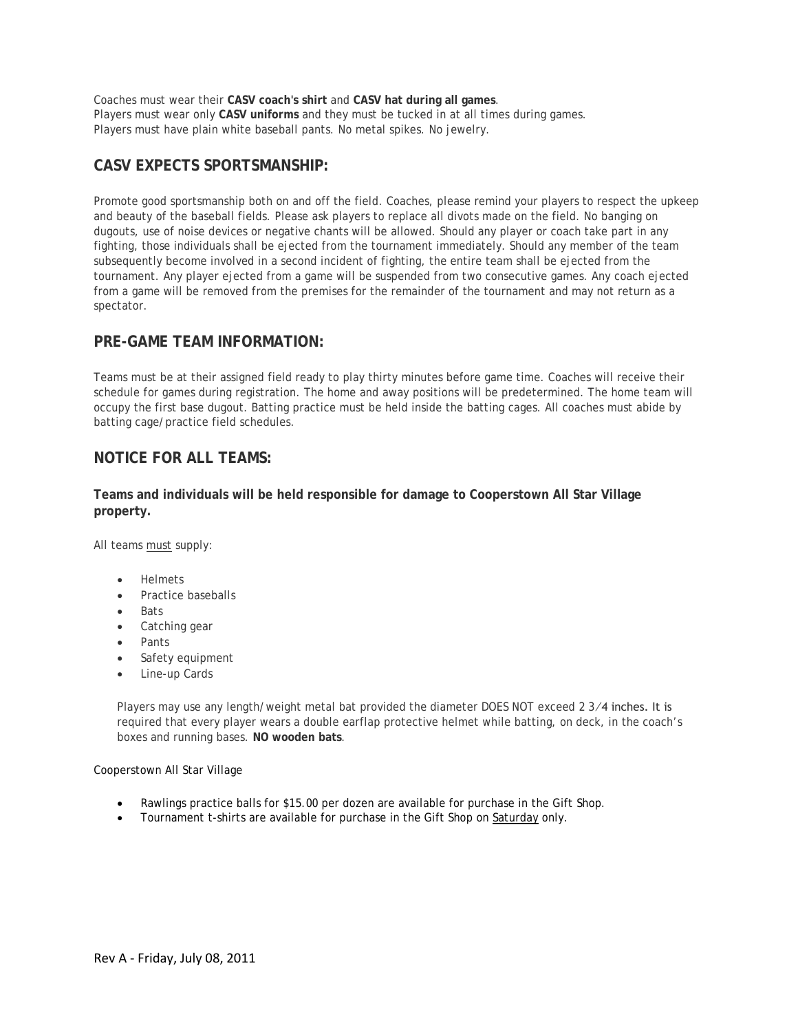Coaches must wear their **CASV coach's shirt** and **CASV hat during all games**.
Players must wear only **CASV uniforms** and they must be tucked in at all times during games.
Players must have plain white baseball pants. No metal spikes. No jewelry.

## CASV EXPECTS SPORTSMANSHIP:

Promote good sportsmanship both on and off the field. Coaches, please remind your players to respect the upkeep and beauty of the baseball fields. Please ask players to replace all divots made on the field. No banging on dugouts, use of noise devices or negative chants will be allowed. Should any player or coach take part in any fighting, those individuals shall be ejected from the tournament immediately. Should any member of the team subsequently become involved in a second incident of fighting, the entire team shall be ejected from the tournament. Any player ejected from a game will be suspended from two consecutive games. Any coach ejected from a game will be removed from the premises for the remainder of the tournament and may not return as a spectator.

## PRE-GAME TEAM INFORMATION:

Teams must be at their assigned field ready to play thirty minutes before game time. Coaches will receive their schedule for games during registration. The home and away positions will be predetermined. The home team will occupy the first base dugout. Batting practice must be held inside the batting cages. All coaches must abide by batting cage/practice field schedules.

## NOTICE FOR ALL TEAMS:

### Teams and individuals will be held responsible for damage to Cooperstown All Star Village property.

All teams must supply:

- Helmets
- Practice baseballs
- Bats
- Catching gear
- Pants
- Safety equipment
- Line-up Cards

Players may use any length/weight metal bat provided the diameter DOES NOT exceed 2 3⁄4 inches. It is required that every player wears a double earflap protective helmet while batting, on deck, in the coach's boxes and running bases. **NO wooden bats**.

Cooperstown All Star Village

- Rawlings practice balls for $15.00 per dozen are available for purchase in the Gift Shop.
- Tournament t-shirts are available for purchase in the Gift Shop on Saturday only.

Rev A - Friday, July 08, 2011